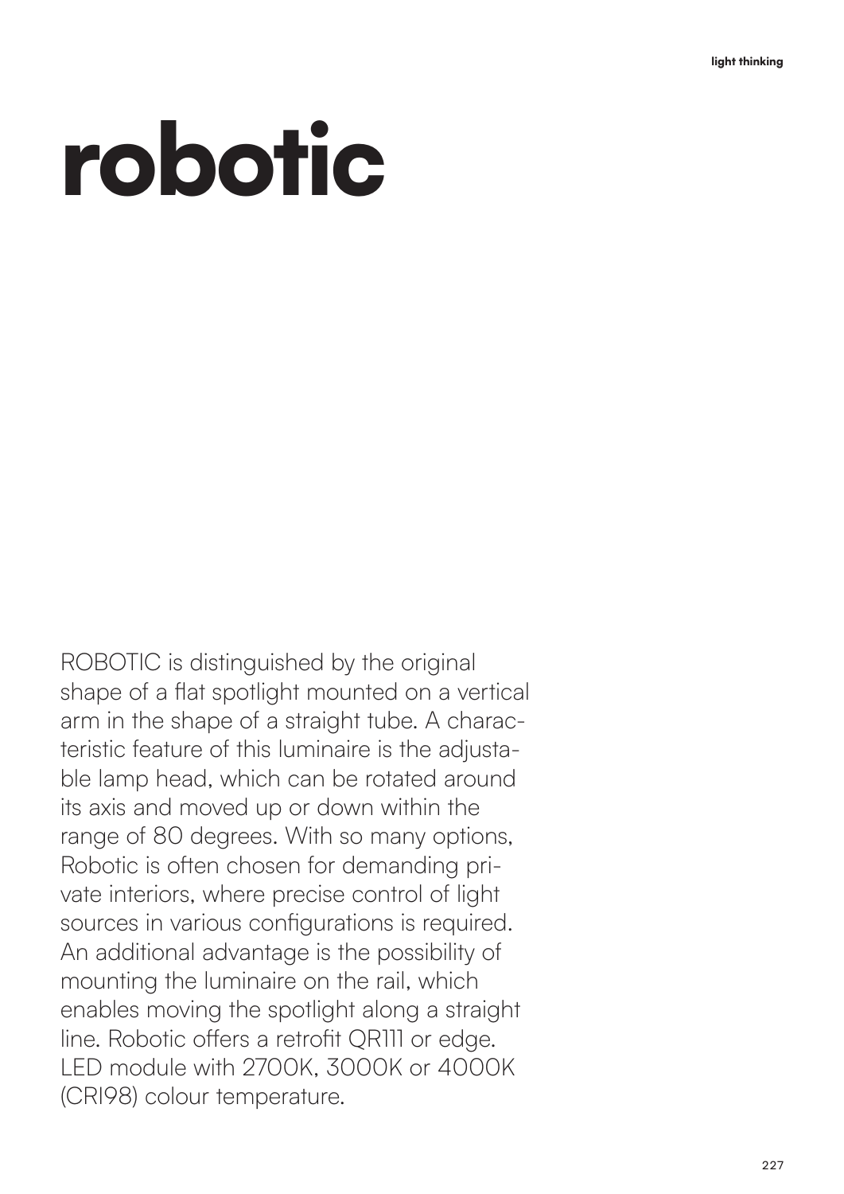# robotic

ROBOTIC is distinguished by the original shape of a flat spotlight mounted on a vertical arm in the shape of a straight tube. A characteristic feature of this luminaire is the adjustable lamp head, which can be rotated around its axis and moved up or down within the range of 80 degrees. With so many options, Robotic is often chosen for demanding private interiors, where precise control of light sources in various configurations is required. An additional advantage is the possibility of mounting the luminaire on the rail, which enables moving the spotlight along a straight line. Robotic offers a retrofit QR111 or edge. LED module with 2700K, 3000K or 4000K (CRI98) colour temperature.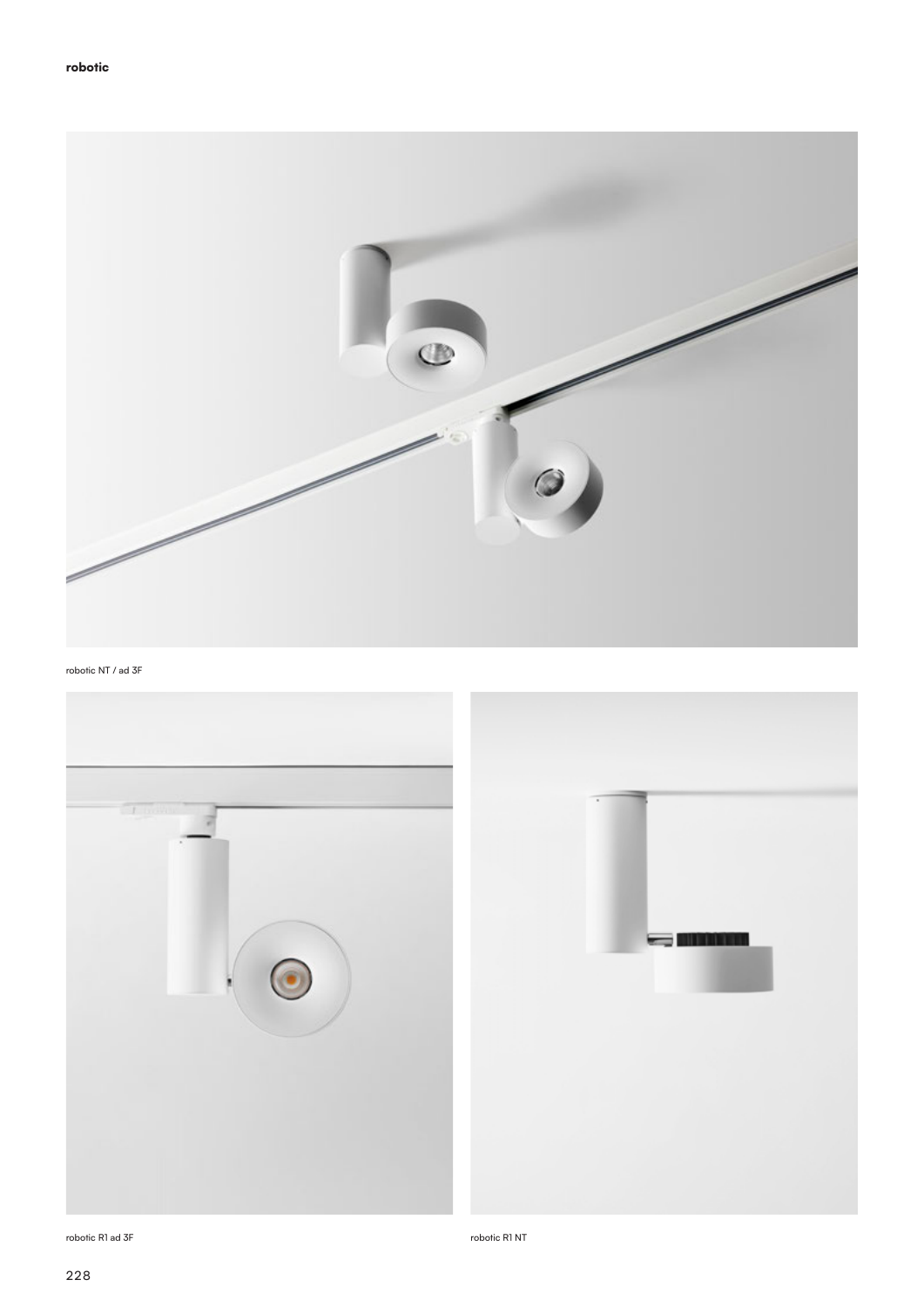**robotic**

robotic NT / ad 3F

robotic R1 ad 3F

robotic R1 NT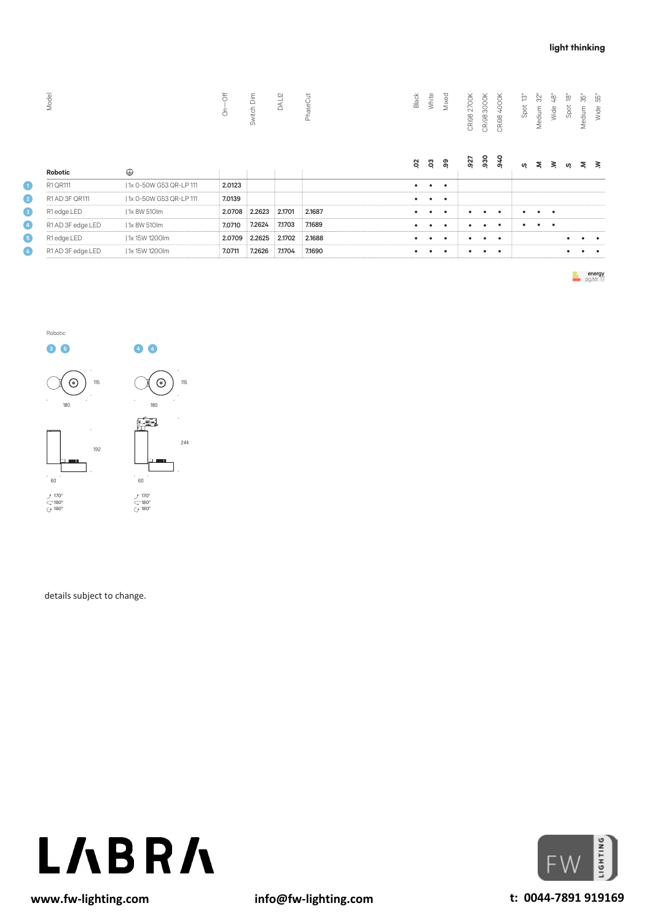light thinking

| | Model | | On—Off | Switch Dim | DALI2 | PhaseCut | Black | White | Mixed | CRI98 2700K | CRI98 3000K | CRI98 4000K | Spot 13° | Medium 32° | Wide 48° | Spot 18° | Medium 35° | Wide 55° |
|---|---|---|---|---|---|---|---|---|---|---|---|---|---|---|---|---|---|---|
| | **Robotic** | ⊕ | | | | | .02 | .03 | .99 | .927 | .930 | .940 | .S | .M | .W | .S | .M | .W |
| 1 | R1 QR111 | 1x 0-50W G53 QR-LP 111 | 2.0123 | | | | • | • | • | | | | | | | | | |
| 2 | R1 AD 3F QR111 | 1x 0-50W G53 QR-LP 111 | 7.0139 | | | | • | • | • | | | | | | | | | |
| 3 | R1 edge.LED | 1x 8W 510lm | 2.0708 | 2.2623 | 2.1701 | 2.1687 | • | • | • | • | • | • | • | • | • | | | |
| 4 | R1 AD 3F edge.LED | 1x 8W 510lm | 7.0710 | 7.2624 | 7.1703 | 7.1689 | • | • | • | • | • | • | • | • | • | | | |
| 5 | R1 edge.LED | 1x 15W 1200lm | 2.0709 | 2.2625 | 2.1702 | 2.1688 | • | • | • | • | • | • | | | | • | • | • |
| 6 | R1 AD 3F edge.LED | 1x 15W 1200lm | 7.0711 | 7.2626 | 7.1704 | 7.1690 | • | • | • | • | • | • | | | | • | • | • |

energy pg/str. 17

Robotic

3 5

115
180
192
60
170°
180°
180°

4 6

115
180
244
60
170°
180°
180°

details subject to change.

LABRA

www.fw-lighting.com info@fw-lighting.com t: 0044-7891 919169

FW LIGHTING